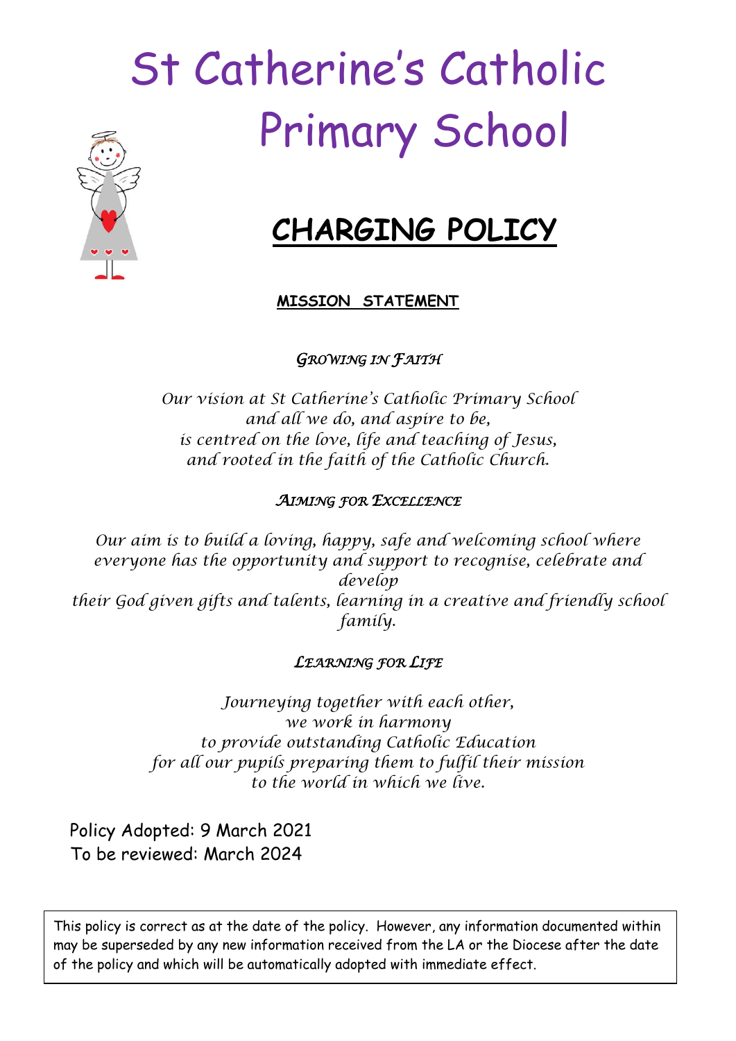# St Catherine's Catholic Primary School

## CHARGING POLICY

**MISSION STATEMENT**

*GROWING IN FAITH*

*Our vision at St Catherine's Catholic Primary School*
*and all we do, and aspire to be,*
*is centred on the love, life and teaching of Jesus,*
*and rooted in the faith of the Catholic Church.*

*AIMING FOR EXCELLENCE*

*Our aim is to build a loving, happy, safe and welcoming school where everyone has the opportunity and support to recognise, celebrate and develop*
*their God given gifts and talents, learning in a creative and friendly school family.*

*LEARNING FOR LIFE*

*Journeying together with each other,*
*we work in harmony*
*to provide outstanding Catholic Education*
*for all our pupils preparing them to fulfil their mission*
*to the world in which we live.*

Policy Adopted: 9 March 2021
To be reviewed: March 2024

This policy is correct as at the date of the policy. However, any information documented within may be superseded by any new information received from the LA or the Diocese after the date of the policy and which will be automatically adopted with immediate effect.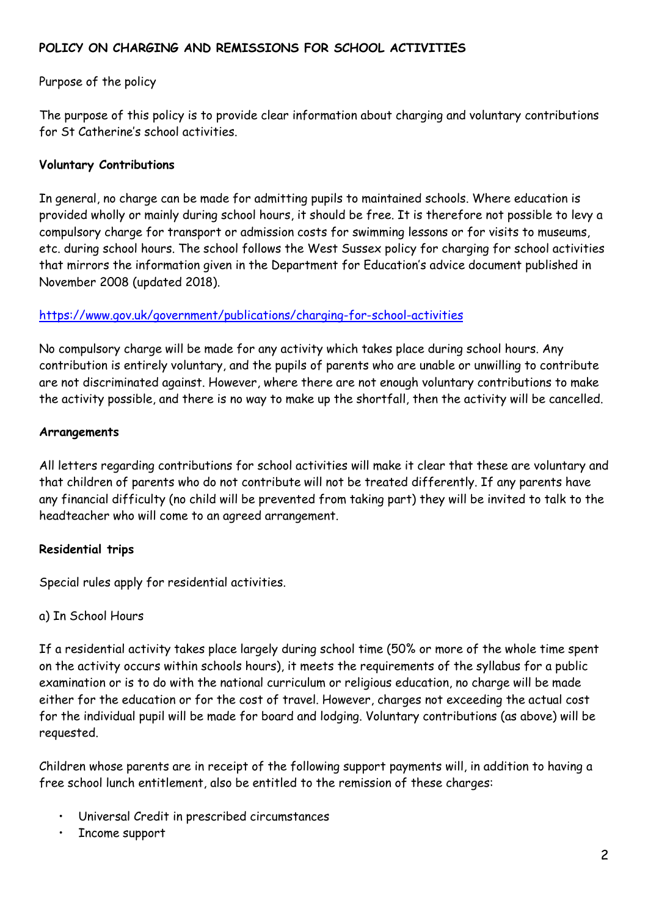**POLICY ON CHARGING AND REMISSIONS FOR SCHOOL ACTIVITIES**

Purpose of the policy

The purpose of this policy is to provide clear information about charging and voluntary contributions for St Catherine's school activities.

**Voluntary Contributions**

In general, no charge can be made for admitting pupils to maintained schools. Where education is provided wholly or mainly during school hours, it should be free. It is therefore not possible to levy a compulsory charge for transport or admission costs for swimming lessons or for visits to museums, etc. during school hours. The school follows the West Sussex policy for charging for school activities that mirrors the information given in the Department for Education's advice document published in November 2008 (updated 2018).

https://www.gov.uk/government/publications/charging-for-school-activities

No compulsory charge will be made for any activity which takes place during school hours. Any contribution is entirely voluntary, and the pupils of parents who are unable or unwilling to contribute are not discriminated against. However, where there are not enough voluntary contributions to make the activity possible, and there is no way to make up the shortfall, then the activity will be cancelled.

**Arrangements**

All letters regarding contributions for school activities will make it clear that these are voluntary and that children of parents who do not contribute will not be treated differently. If any parents have any financial difficulty (no child will be prevented from taking part) they will be invited to talk to the headteacher who will come to an agreed arrangement.

**Residential trips**

Special rules apply for residential activities.

a) In School Hours

If a residential activity takes place largely during school time (50% or more of the whole time spent on the activity occurs within schools hours), it meets the requirements of the syllabus for a public examination or is to do with the national curriculum or religious education, no charge will be made either for the education or for the cost of travel. However, charges not exceeding the actual cost for the individual pupil will be made for board and lodging. Voluntary contributions (as above) will be requested.

Children whose parents are in receipt of the following support payments will, in addition to having a free school lunch entitlement, also be entitled to the remission of these charges:

- Universal Credit in prescribed circumstances
- Income support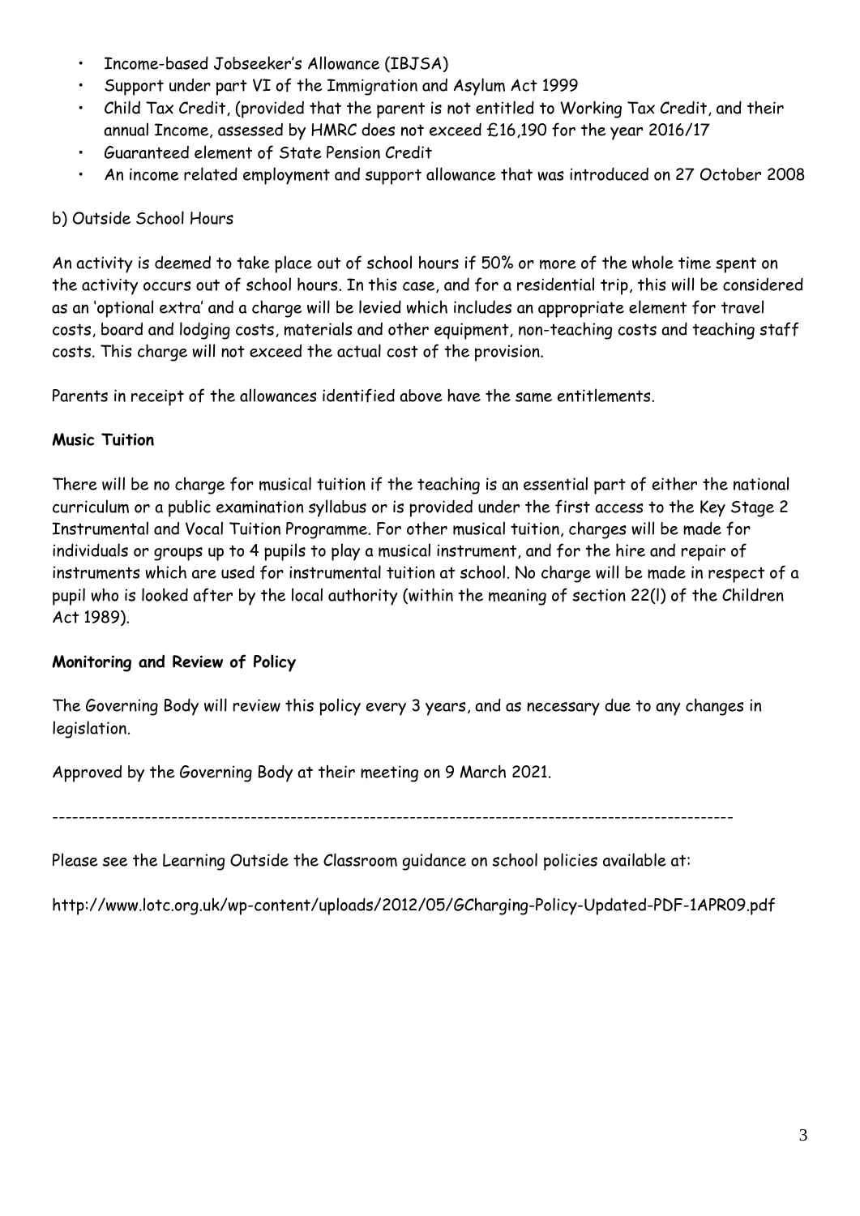- Income-based Jobseeker's Allowance (IBJSA)
- Support under part VI of the Immigration and Asylum Act 1999
- Child Tax Credit, (provided that the parent is not entitled to Working Tax Credit, and their annual Income, assessed by HMRC does not exceed £16,190 for the year 2016/17
- Guaranteed element of State Pension Credit
- An income related employment and support allowance that was introduced on 27 October 2008

b) Outside School Hours

An activity is deemed to take place out of school hours if 50% or more of the whole time spent on the activity occurs out of school hours. In this case, and for a residential trip, this will be considered as an 'optional extra' and a charge will be levied which includes an appropriate element for travel costs, board and lodging costs, materials and other equipment, non-teaching costs and teaching staff costs. This charge will not exceed the actual cost of the provision.

Parents in receipt of the allowances identified above have the same entitlements.

**Music Tuition**

There will be no charge for musical tuition if the teaching is an essential part of either the national curriculum or a public examination syllabus or is provided under the first access to the Key Stage 2 Instrumental and Vocal Tuition Programme. For other musical tuition, charges will be made for individuals or groups up to 4 pupils to play a musical instrument, and for the hire and repair of instruments which are used for instrumental tuition at school. No charge will be made in respect of a pupil who is looked after by the local authority (within the meaning of section 22(l) of the Children Act 1989).

**Monitoring and Review of Policy**

The Governing Body will review this policy every 3 years, and as necessary due to any changes in legislation.

Approved by the Governing Body at their meeting on 9 March 2021.

---

Please see the Learning Outside the Classroom guidance on school policies available at:

http://www.lotc.org.uk/wp-content/uploads/2012/05/GCharging-Policy-Updated-PDF-1APR09.pdf